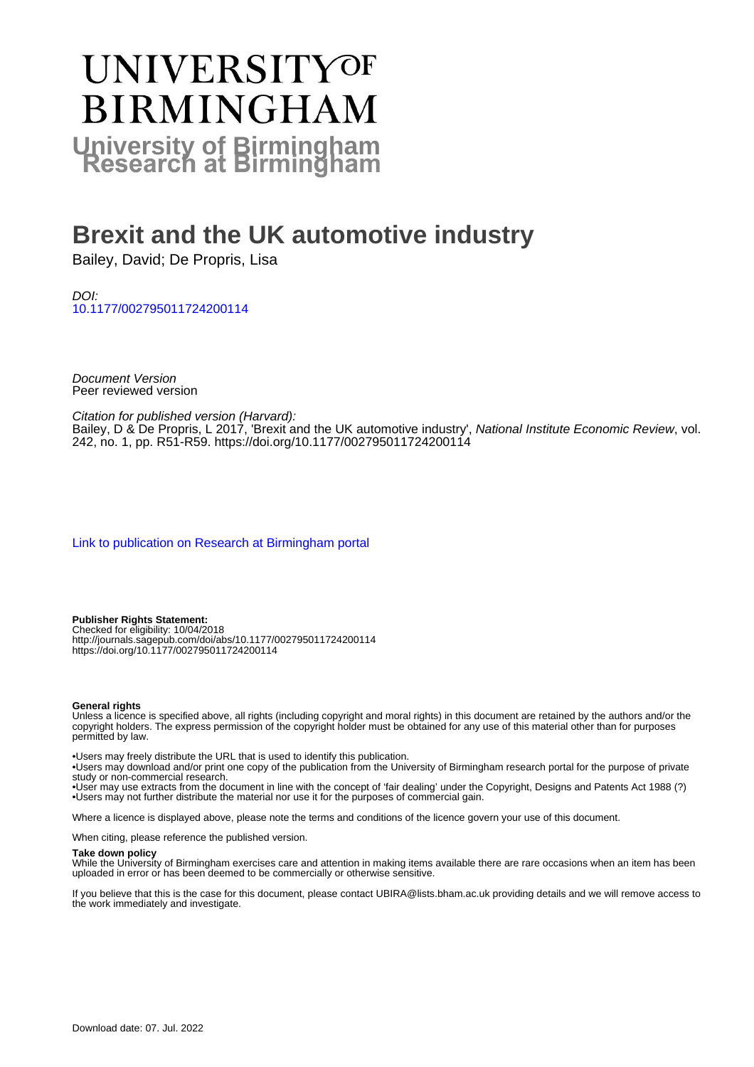# UNIVERSITY OF BIRMINGHAM

**University of Birmingham Research at Birmingham**

# Brexit and the UK automotive industry

Bailey, David; De Propris, Lisa

*DOI:*
10.1177/002795011724200114

*Document Version*
Peer reviewed version

*Citation for published version (Harvard):*
Bailey, D & De Propris, L 2017, 'Brexit and the UK automotive industry', *National Institute Economic Review*, vol. 242, no. 1, pp. R51-R59. https://doi.org/10.1177/002795011724200114

Link to publication on Research at Birmingham portal

**Publisher Rights Statement:**
Checked for eligibility: 10/04/2018
http://journals.sagepub.com/doi/abs/10.1177/002795011724200114
https://doi.org/10.1177/002795011724200114

**General rights**
Unless a licence is specified above, all rights (including copyright and moral rights) in this document are retained by the authors and/or the copyright holders. The express permission of the copyright holder must be obtained for any use of this material other than for purposes permitted by law.

•Users may freely distribute the URL that is used to identify this publication.
•Users may download and/or print one copy of the publication from the University of Birmingham research portal for the purpose of private study or non-commercial research.
•User may use extracts from the document in line with the concept of 'fair dealing' under the Copyright, Designs and Patents Act 1988 (?)
•Users may not further distribute the material nor use it for the purposes of commercial gain.

Where a licence is displayed above, please note the terms and conditions of the licence govern your use of this document.

When citing, please reference the published version.

**Take down policy**
While the University of Birmingham exercises care and attention in making items available there are rare occasions when an item has been uploaded in error or has been deemed to be commercially or otherwise sensitive.

If you believe that this is the case for this document, please contact UBIRA@lists.bham.ac.uk providing details and we will remove access to the work immediately and investigate.

Download date: 07. Jul. 2022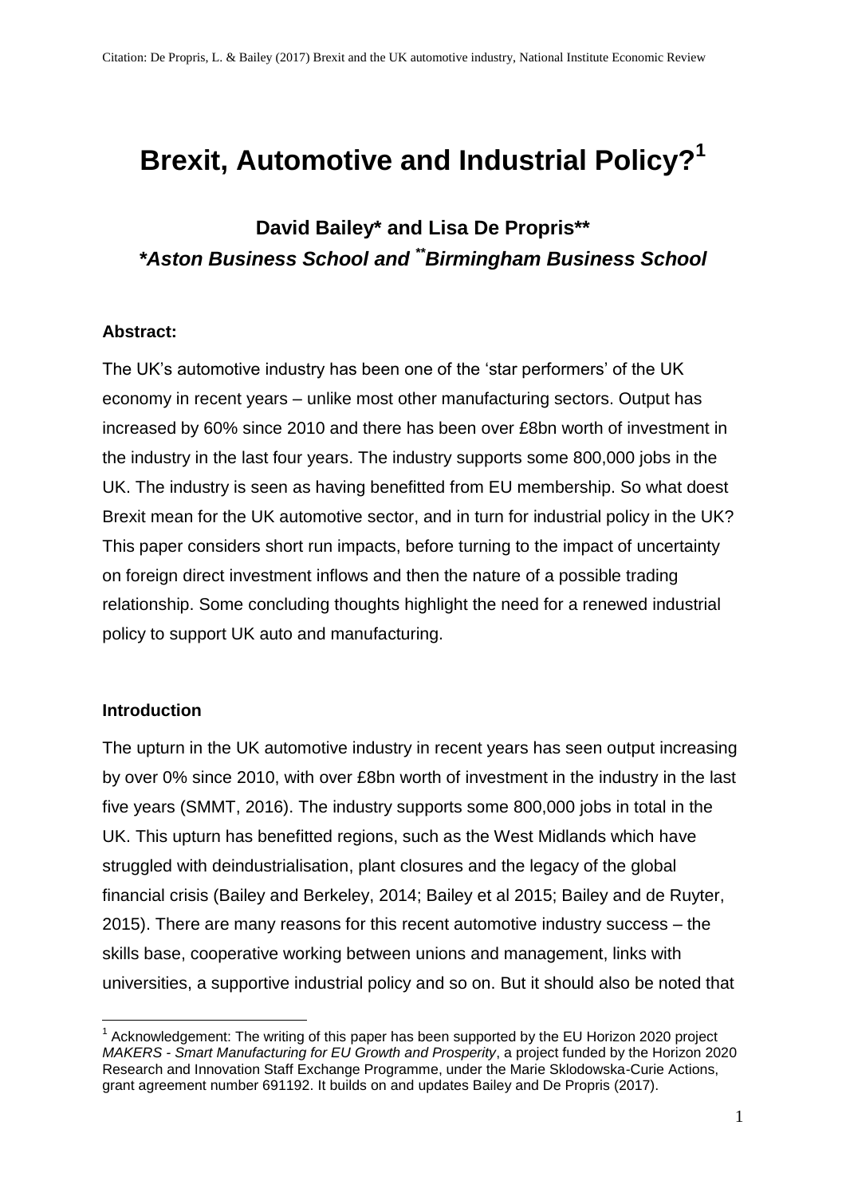# Brexit, Automotive and Industrial Policy?[1]

## David Bailey* and Lisa De Propris**

## *Aston Business School and **Birmingham Business School

**Abstract:**

The UK's automotive industry has been one of the 'star performers' of the UK economy in recent years – unlike most other manufacturing sectors. Output has increased by 60% since 2010 and there has been over £8bn worth of investment in the industry in the last four years. The industry supports some 800,000 jobs in the UK. The industry is seen as having benefitted from EU membership. So what doest Brexit mean for the UK automotive sector, and in turn for industrial policy in the UK? This paper considers short run impacts, before turning to the impact of uncertainty on foreign direct investment inflows and then the nature of a possible trading relationship. Some concluding thoughts highlight the need for a renewed industrial policy to support UK auto and manufacturing.

**Introduction**

The upturn in the UK automotive industry in recent years has seen output increasing by over 0% since 2010, with over £8bn worth of investment in the industry in the last five years (SMMT, 2016). The industry supports some 800,000 jobs in total in the UK. This upturn has benefitted regions, such as the West Midlands which have struggled with deindustrialisation, plant closures and the legacy of the global financial crisis (Bailey and Berkeley, 2014; Bailey et al 2015; Bailey and de Ruyter, 2015). There are many reasons for this recent automotive industry success – the skills base, cooperative working between unions and management, links with universities, a supportive industrial policy and so on. But it should also be noted that

[1] Acknowledgement: The writing of this paper has been supported by the EU Horizon 2020 project *MAKERS - Smart Manufacturing for EU Growth and Prosperity*, a project funded by the Horizon 2020 Research and Innovation Staff Exchange Programme, under the Marie Sklodowska-Curie Actions, grant agreement number 691192. It builds on and updates Bailey and De Propris (2017).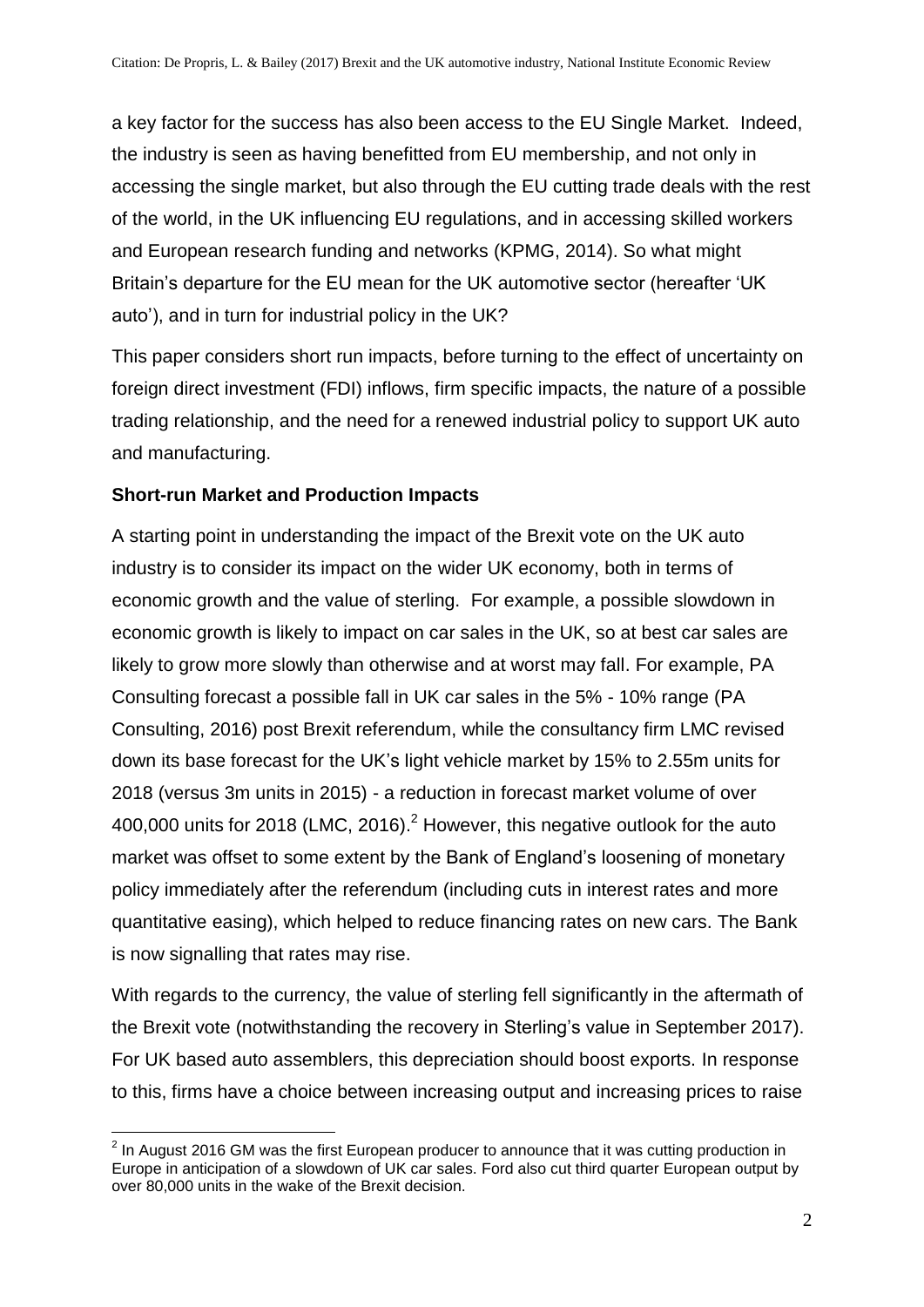a key factor for the success has also been access to the EU Single Market. Indeed, the industry is seen as having benefitted from EU membership, and not only in accessing the single market, but also through the EU cutting trade deals with the rest of the world, in the UK influencing EU regulations, and in accessing skilled workers and European research funding and networks (KPMG, 2014). So what might Britain's departure for the EU mean for the UK automotive sector (hereafter 'UK auto'), and in turn for industrial policy in the UK?

This paper considers short run impacts, before turning to the effect of uncertainty on foreign direct investment (FDI) inflows, firm specific impacts, the nature of a possible trading relationship, and the need for a renewed industrial policy to support UK auto and manufacturing.

## Short-run Market and Production Impacts

A starting point in understanding the impact of the Brexit vote on the UK auto industry is to consider its impact on the wider UK economy, both in terms of economic growth and the value of sterling. For example, a possible slowdown in economic growth is likely to impact on car sales in the UK, so at best car sales are likely to grow more slowly than otherwise and at worst may fall. For example, PA Consulting forecast a possible fall in UK car sales in the 5% - 10% range (PA Consulting, 2016) post Brexit referendum, while the consultancy firm LMC revised down its base forecast for the UK's light vehicle market by 15% to 2.55m units for 2018 (versus 3m units in 2015) - a reduction in forecast market volume of over 400,000 units for 2018 (LMC, 2016).[2] However, this negative outlook for the auto market was offset to some extent by the Bank of England's loosening of monetary policy immediately after the referendum (including cuts in interest rates and more quantitative easing), which helped to reduce financing rates on new cars. The Bank is now signalling that rates may rise.

With regards to the currency, the value of sterling fell significantly in the aftermath of the Brexit vote (notwithstanding the recovery in Sterling's value in September 2017). For UK based auto assemblers, this depreciation should boost exports. In response to this, firms have a choice between increasing output and increasing prices to raise

[2] In August 2016 GM was the first European producer to announce that it was cutting production in Europe in anticipation of a slowdown of UK car sales. Ford also cut third quarter European output by over 80,000 units in the wake of the Brexit decision.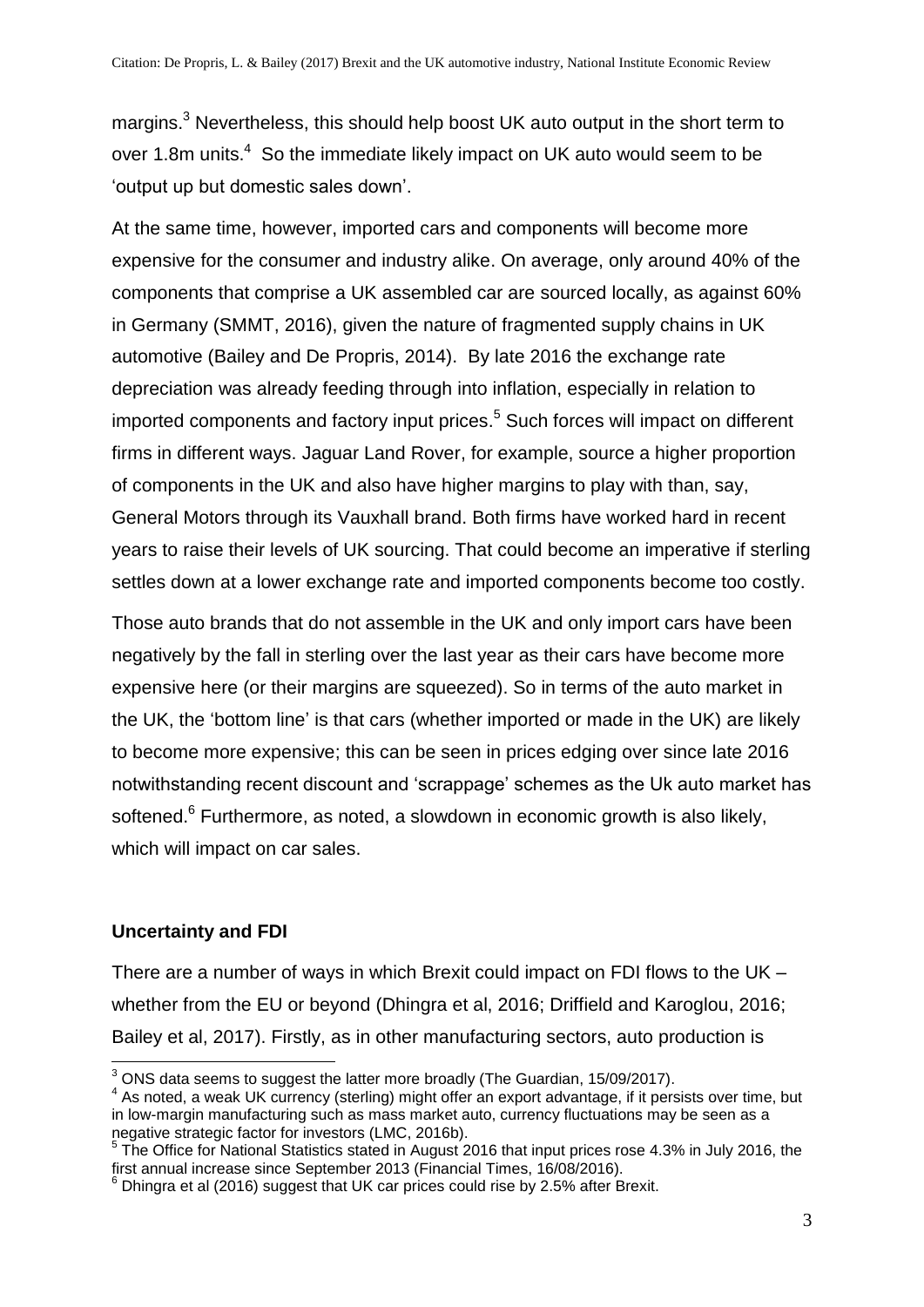margins.[3] Nevertheless, this should help boost UK auto output in the short term to over 1.8m units.[4] So the immediate likely impact on UK auto would seem to be 'output up but domestic sales down'.

At the same time, however, imported cars and components will become more expensive for the consumer and industry alike. On average, only around 40% of the components that comprise a UK assembled car are sourced locally, as against 60% in Germany (SMMT, 2016), given the nature of fragmented supply chains in UK automotive (Bailey and De Propris, 2014). By late 2016 the exchange rate depreciation was already feeding through into inflation, especially in relation to imported components and factory input prices.[5] Such forces will impact on different firms in different ways. Jaguar Land Rover, for example, source a higher proportion of components in the UK and also have higher margins to play with than, say, General Motors through its Vauxhall brand. Both firms have worked hard in recent years to raise their levels of UK sourcing. That could become an imperative if sterling settles down at a lower exchange rate and imported components become too costly.

Those auto brands that do not assemble in the UK and only import cars have been negatively by the fall in sterling over the last year as their cars have become more expensive here (or their margins are squeezed). So in terms of the auto market in the UK, the 'bottom line' is that cars (whether imported or made in the UK) are likely to become more expensive; this can be seen in prices edging over since late 2016 notwithstanding recent discount and 'scrappage' schemes as the Uk auto market has softened.[6] Furthermore, as noted, a slowdown in economic growth is also likely, which will impact on car sales.

## Uncertainty and FDI

There are a number of ways in which Brexit could impact on FDI flows to the UK – whether from the EU or beyond (Dhingra et al, 2016; Driffield and Karoglou, 2016; Bailey et al, 2017). Firstly, as in other manufacturing sectors, auto production is

---

[3] ONS data seems to suggest the latter more broadly (The Guardian, 15/09/2017).

[4] As noted, a weak UK currency (sterling) might offer an export advantage, if it persists over time, but in low-margin manufacturing such as mass market auto, currency fluctuations may be seen as a negative strategic factor for investors (LMC, 2016b).

[5] The Office for National Statistics stated in August 2016 that input prices rose 4.3% in July 2016, the first annual increase since September 2013 (Financial Times, 16/08/2016).

[6] Dhingra et al (2016) suggest that UK car prices could rise by 2.5% after Brexit.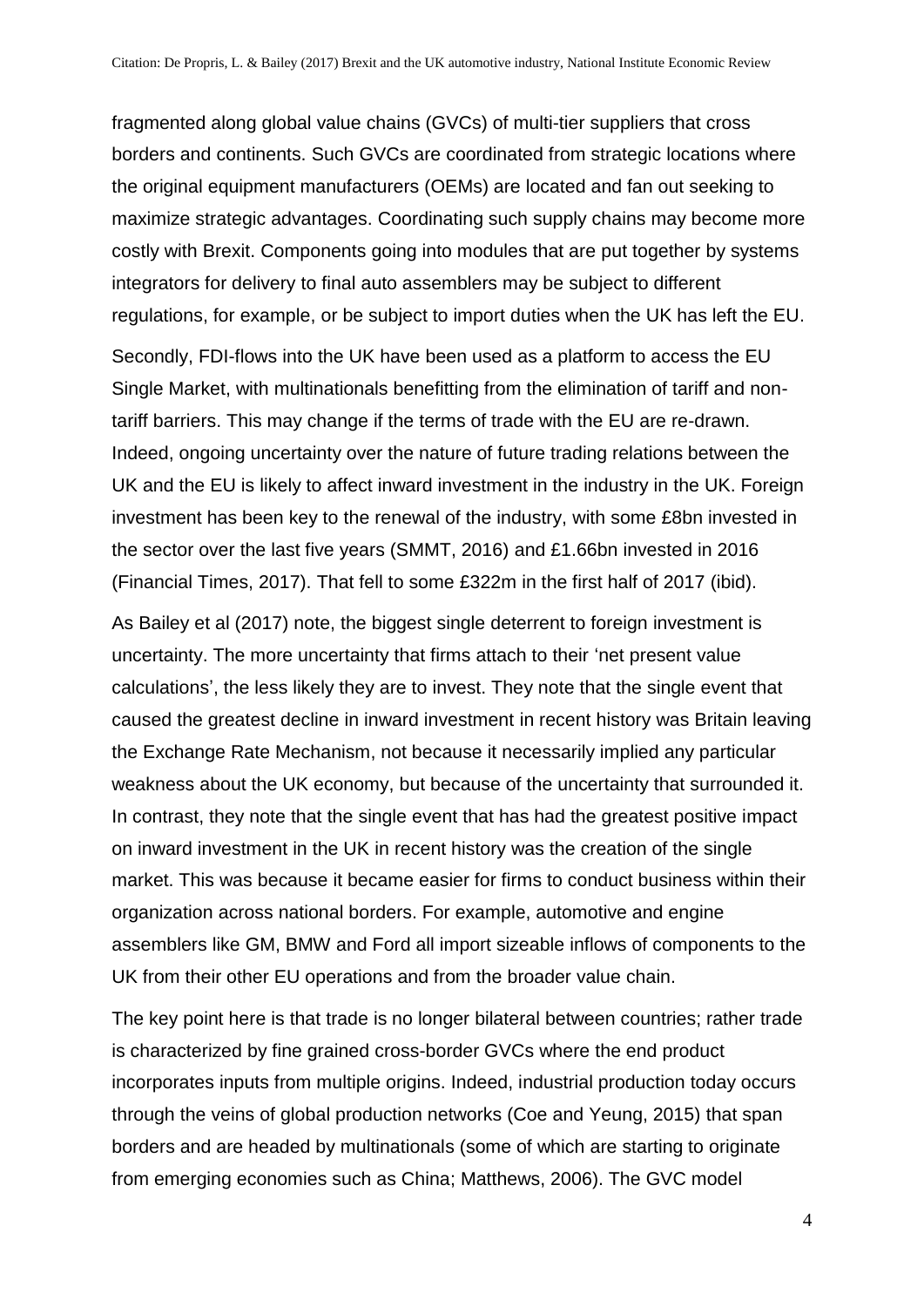fragmented along global value chains (GVCs) of multi-tier suppliers that cross borders and continents. Such GVCs are coordinated from strategic locations where the original equipment manufacturers (OEMs) are located and fan out seeking to maximize strategic advantages. Coordinating such supply chains may become more costly with Brexit. Components going into modules that are put together by systems integrators for delivery to final auto assemblers may be subject to different regulations, for example, or be subject to import duties when the UK has left the EU.

Secondly, FDI-flows into the UK have been used as a platform to access the EU Single Market, with multinationals benefitting from the elimination of tariff and non-tariff barriers. This may change if the terms of trade with the EU are re-drawn. Indeed, ongoing uncertainty over the nature of future trading relations between the UK and the EU is likely to affect inward investment in the industry in the UK. Foreign investment has been key to the renewal of the industry, with some £8bn invested in the sector over the last five years (SMMT, 2016) and £1.66bn invested in 2016 (Financial Times, 2017). That fell to some £322m in the first half of 2017 (ibid).

As Bailey et al (2017) note, the biggest single deterrent to foreign investment is uncertainty. The more uncertainty that firms attach to their 'net present value calculations', the less likely they are to invest. They note that the single event that caused the greatest decline in inward investment in recent history was Britain leaving the Exchange Rate Mechanism, not because it necessarily implied any particular weakness about the UK economy, but because of the uncertainty that surrounded it. In contrast, they note that the single event that has had the greatest positive impact on inward investment in the UK in recent history was the creation of the single market. This was because it became easier for firms to conduct business within their organization across national borders. For example, automotive and engine assemblers like GM, BMW and Ford all import sizeable inflows of components to the UK from their other EU operations and from the broader value chain.

The key point here is that trade is no longer bilateral between countries; rather trade is characterized by fine grained cross-border GVCs where the end product incorporates inputs from multiple origins. Indeed, industrial production today occurs through the veins of global production networks (Coe and Yeung, 2015) that span borders and are headed by multinationals (some of which are starting to originate from emerging economies such as China; Matthews, 2006). The GVC model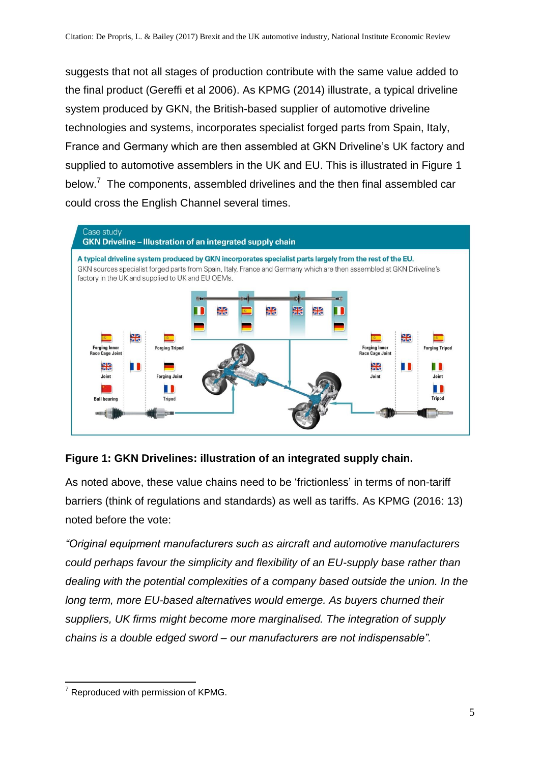suggests that not all stages of production contribute with the same value added to the final product (Gereffi et al 2006). As KPMG (2014) illustrate, a typical driveline system produced by GKN, the British-based supplier of automotive driveline technologies and systems, incorporates specialist forged parts from Spain, Italy, France and Germany which are then assembled at GKN Driveline's UK factory and supplied to automotive assemblers in the UK and EU. This is illustrated in Figure 1 below.[7] The components, assembled drivelines and the then final assembled car could cross the English Channel several times.

Case study
**GKN Driveline – Illustration of an integrated supply chain**

**A typical driveline system produced by GKN incorporates specialist parts largely from the rest of the EU.**
GKN sources specialist forged parts from Spain, Italy, France and Germany which are then assembled at GKN Driveline's factory in the UK and supplied to UK and EU OEMs.

Forging Inner Race Cage Joint
Joint
Ball bearing
Forging Tripod
Forging Joint
Tripod
Forging Inner Race Cage Joint
Joint
Forging Tripod
Joint
Tripod

**Figure 1: GKN Drivelines: illustration of an integrated supply chain.**

As noted above, these value chains need to be 'frictionless' in terms of non-tariff barriers (think of regulations and standards) as well as tariffs. As KPMG (2016: 13) noted before the vote:

*"Original equipment manufacturers such as aircraft and automotive manufacturers could perhaps favour the simplicity and flexibility of an EU-supply base rather than dealing with the potential complexities of a company based outside the union. In the long term, more EU-based alternatives would emerge. As buyers churned their suppliers, UK firms might become more marginalised. The integration of supply chains is a double edged sword – our manufacturers are not indispensable".*

[7] Reproduced with permission of KPMG.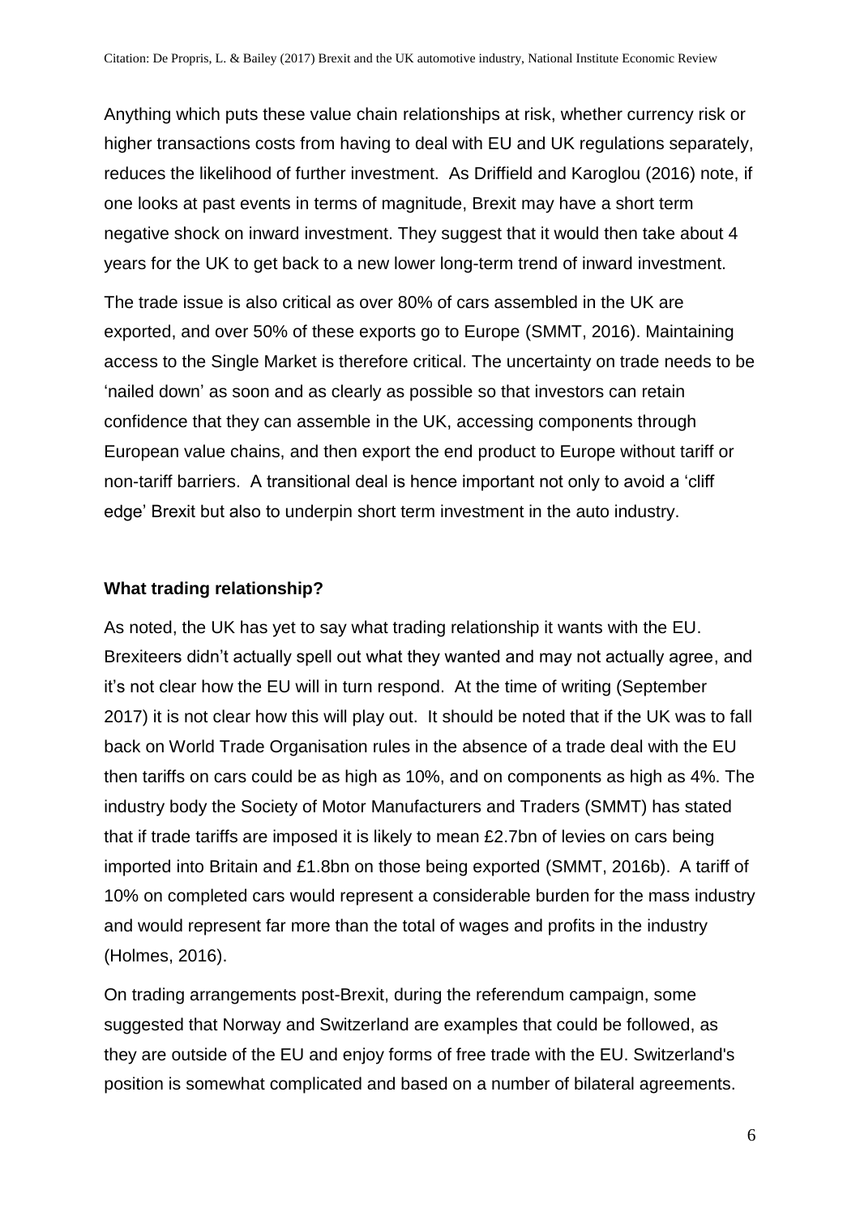Anything which puts these value chain relationships at risk, whether currency risk or higher transactions costs from having to deal with EU and UK regulations separately, reduces the likelihood of further investment. As Driffield and Karoglou (2016) note, if one looks at past events in terms of magnitude, Brexit may have a short term negative shock on inward investment. They suggest that it would then take about 4 years for the UK to get back to a new lower long-term trend of inward investment.

The trade issue is also critical as over 80% of cars assembled in the UK are exported, and over 50% of these exports go to Europe (SMMT, 2016). Maintaining access to the Single Market is therefore critical. The uncertainty on trade needs to be 'nailed down' as soon and as clearly as possible so that investors can retain confidence that they can assemble in the UK, accessing components through European value chains, and then export the end product to Europe without tariff or non-tariff barriers. A transitional deal is hence important not only to avoid a 'cliff edge' Brexit but also to underpin short term investment in the auto industry.

**What trading relationship?**

As noted, the UK has yet to say what trading relationship it wants with the EU. Brexiteers didn't actually spell out what they wanted and may not actually agree, and it's not clear how the EU will in turn respond. At the time of writing (September 2017) it is not clear how this will play out. It should be noted that if the UK was to fall back on World Trade Organisation rules in the absence of a trade deal with the EU then tariffs on cars could be as high as 10%, and on components as high as 4%. The industry body the Society of Motor Manufacturers and Traders (SMMT) has stated that if trade tariffs are imposed it is likely to mean £2.7bn of levies on cars being imported into Britain and £1.8bn on those being exported (SMMT, 2016b). A tariff of 10% on completed cars would represent a considerable burden for the mass industry and would represent far more than the total of wages and profits in the industry (Holmes, 2016).

On trading arrangements post-Brexit, during the referendum campaign, some suggested that Norway and Switzerland are examples that could be followed, as they are outside of the EU and enjoy forms of free trade with the EU. Switzerland's position is somewhat complicated and based on a number of bilateral agreements.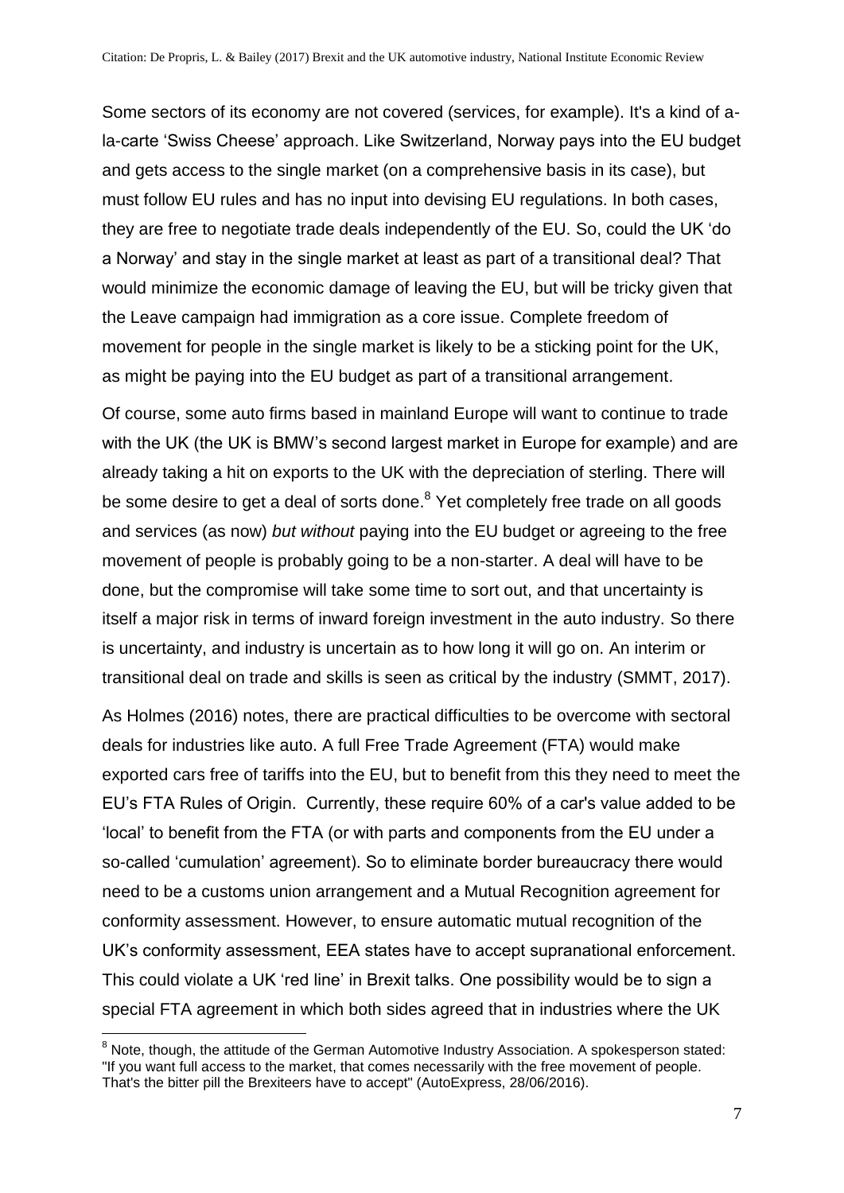Some sectors of its economy are not covered (services, for example). It's a kind of a-la-carte 'Swiss Cheese' approach. Like Switzerland, Norway pays into the EU budget and gets access to the single market (on a comprehensive basis in its case), but must follow EU rules and has no input into devising EU regulations. In both cases, they are free to negotiate trade deals independently of the EU. So, could the UK 'do a Norway' and stay in the single market at least as part of a transitional deal? That would minimize the economic damage of leaving the EU, but will be tricky given that the Leave campaign had immigration as a core issue. Complete freedom of movement for people in the single market is likely to be a sticking point for the UK, as might be paying into the EU budget as part of a transitional arrangement.

Of course, some auto firms based in mainland Europe will want to continue to trade with the UK (the UK is BMW's second largest market in Europe for example) and are already taking a hit on exports to the UK with the depreciation of sterling. There will be some desire to get a deal of sorts done.[8] Yet completely free trade on all goods and services (as now) *but without* paying into the EU budget or agreeing to the free movement of people is probably going to be a non-starter. A deal will have to be done, but the compromise will take some time to sort out, and that uncertainty is itself a major risk in terms of inward foreign investment in the auto industry. So there is uncertainty, and industry is uncertain as to how long it will go on. An interim or transitional deal on trade and skills is seen as critical by the industry (SMMT, 2017).

As Holmes (2016) notes, there are practical difficulties to be overcome with sectoral deals for industries like auto. A full Free Trade Agreement (FTA) would make exported cars free of tariffs into the EU, but to benefit from this they need to meet the EU's FTA Rules of Origin. Currently, these require 60% of a car's value added to be 'local' to benefit from the FTA (or with parts and components from the EU under a so-called 'cumulation' agreement). So to eliminate border bureaucracy there would need to be a customs union arrangement and a Mutual Recognition agreement for conformity assessment. However, to ensure automatic mutual recognition of the UK's conformity assessment, EEA states have to accept supranational enforcement. This could violate a UK 'red line' in Brexit talks. One possibility would be to sign a special FTA agreement in which both sides agreed that in industries where the UK

[8] Note, though, the attitude of the German Automotive Industry Association. A spokesperson stated: "If you want full access to the market, that comes necessarily with the free movement of people. That's the bitter pill the Brexiteers have to accept" (AutoExpress, 28/06/2016).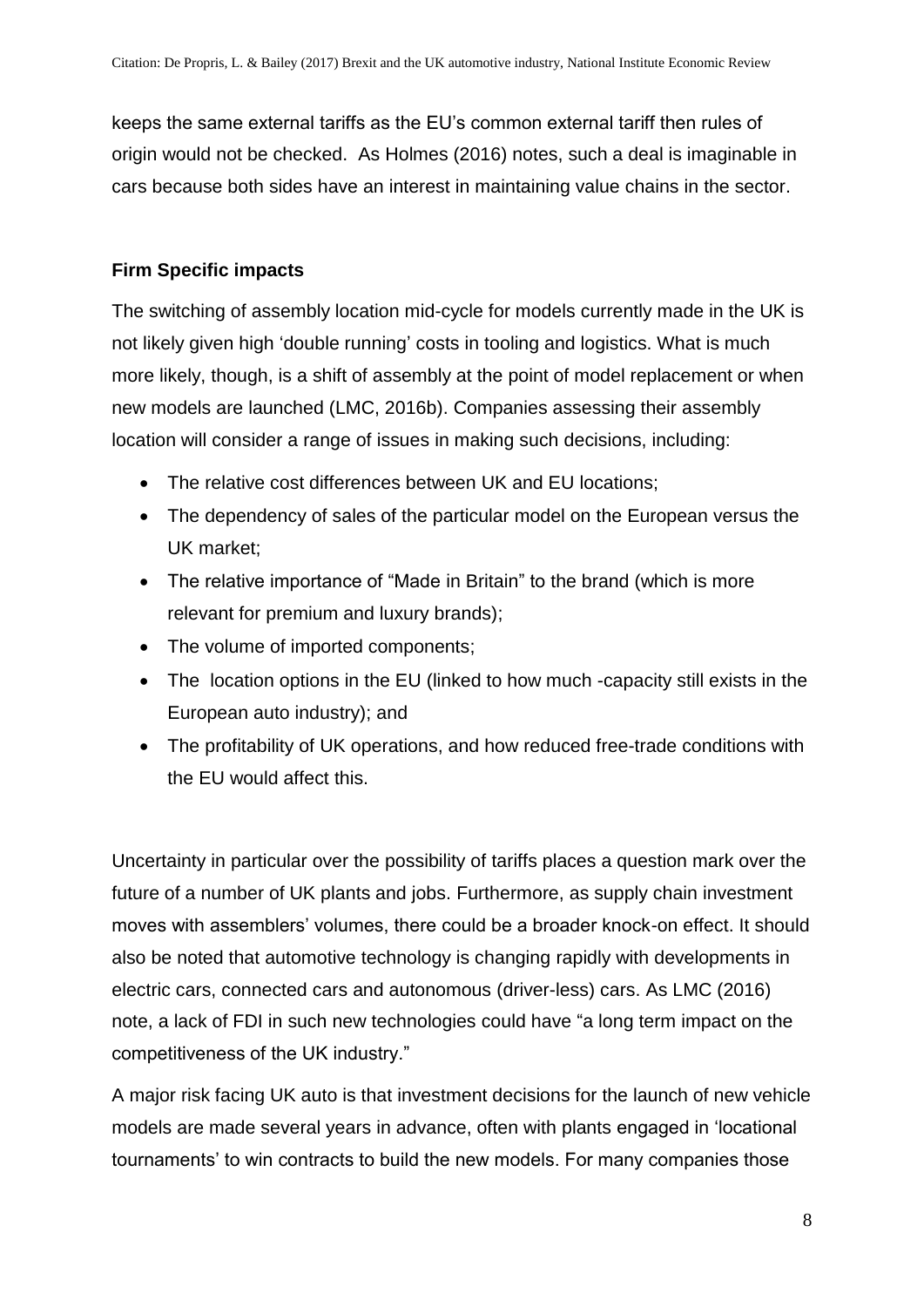keeps the same external tariffs as the EU's common external tariff then rules of origin would not be checked. As Holmes (2016) notes, such a deal is imaginable in cars because both sides have an interest in maintaining value chains in the sector.

**Firm Specific impacts**

The switching of assembly location mid-cycle for models currently made in the UK is not likely given high 'double running' costs in tooling and logistics. What is much more likely, though, is a shift of assembly at the point of model replacement or when new models are launched (LMC, 2016b). Companies assessing their assembly location will consider a range of issues in making such decisions, including:

- The relative cost differences between UK and EU locations;
- The dependency of sales of the particular model on the European versus the UK market;
- The relative importance of "Made in Britain" to the brand (which is more relevant for premium and luxury brands);
- The volume of imported components;
- The location options in the EU (linked to how much -capacity still exists in the European auto industry); and
- The profitability of UK operations, and how reduced free-trade conditions with the EU would affect this.

Uncertainty in particular over the possibility of tariffs places a question mark over the future of a number of UK plants and jobs. Furthermore, as supply chain investment moves with assemblers' volumes, there could be a broader knock-on effect. It should also be noted that automotive technology is changing rapidly with developments in electric cars, connected cars and autonomous (driver-less) cars. As LMC (2016) note, a lack of FDI in such new technologies could have "a long term impact on the competitiveness of the UK industry."

A major risk facing UK auto is that investment decisions for the launch of new vehicle models are made several years in advance, often with plants engaged in 'locational tournaments' to win contracts to build the new models. For many companies those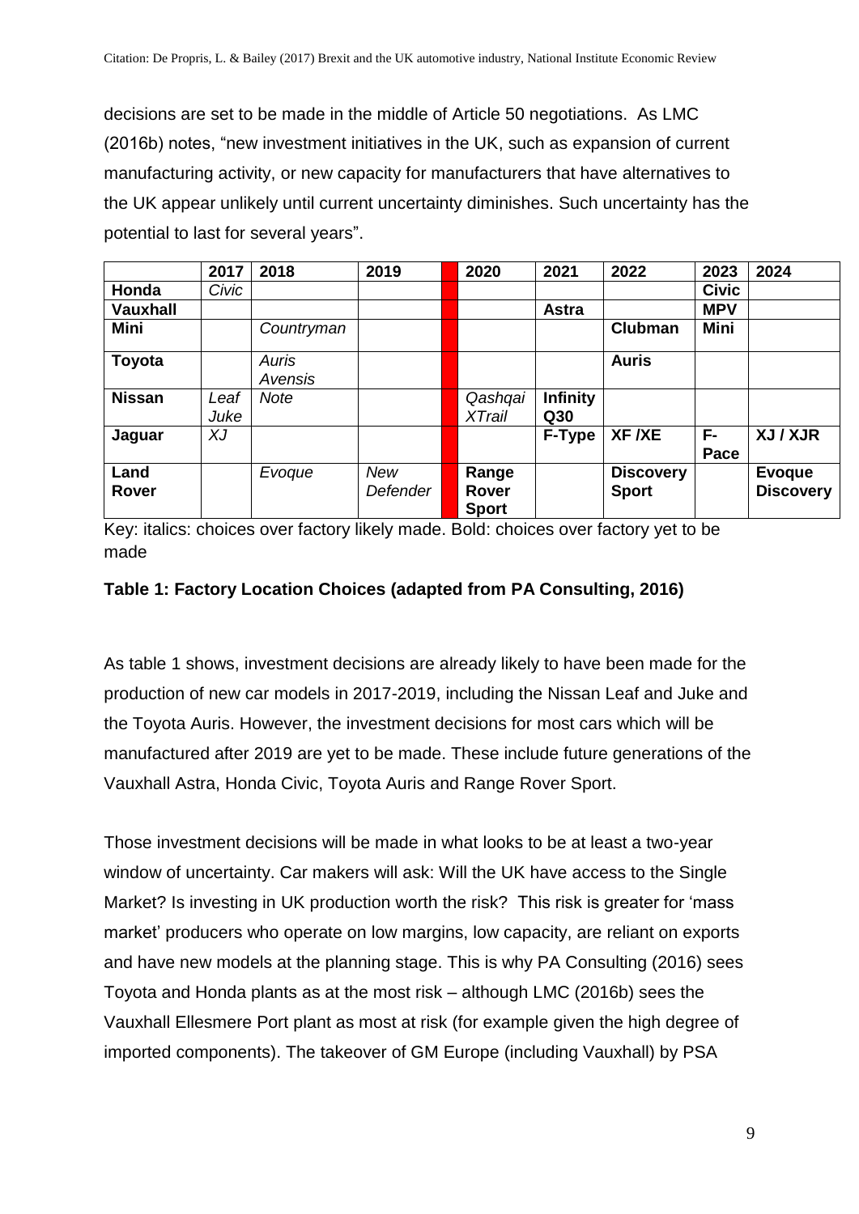decisions are set to be made in the middle of Article 50 negotiations. As LMC (2016b) notes, "new investment initiatives in the UK, such as expansion of current manufacturing activity, or new capacity for manufacturers that have alternatives to the UK appear unlikely until current uncertainty diminishes. Such uncertainty has the potential to last for several years".

| | 2017 | 2018 | 2019 | 2020 | 2021 | 2022 | 2023 | 2024 |
|---|---|---|---|---|---|---|---|---|
| **Honda** | *Civic* | | | | | | **Civic** | |
| **Vauxhall** | | | | | **Astra** | | **MPV** | |
| **Mini** | | *Countryman* | | | | **Clubman** | **Mini** | |
| **Toyota** | | *Auris Avensis* | | | | **Auris** | | |
| **Nissan** | *Leaf Juke* | *Note* | | *Qashqai XTrail* | **Infinity Q30** | | | |
| **Jaguar** | *XJ* | | | | **F-Type** | **XF /XE** | **F-Pace** | **XJ / XJR** |
| **Land Rover** | | *Evoque* | *New Defender* | **Range Rover Sport** | | **Discovery Sport** | | **Evoque Discovery** |

Key: italics: choices over factory likely made. Bold: choices over factory yet to be made

**Table 1: Factory Location Choices (adapted from PA Consulting, 2016)**

As table 1 shows, investment decisions are already likely to have been made for the production of new car models in 2017-2019, including the Nissan Leaf and Juke and the Toyota Auris. However, the investment decisions for most cars which will be manufactured after 2019 are yet to be made. These include future generations of the Vauxhall Astra, Honda Civic, Toyota Auris and Range Rover Sport.

Those investment decisions will be made in what looks to be at least a two-year window of uncertainty. Car makers will ask: Will the UK have access to the Single Market? Is investing in UK production worth the risk? This risk is greater for 'mass market' producers who operate on low margins, low capacity, are reliant on exports and have new models at the planning stage. This is why PA Consulting (2016) sees Toyota and Honda plants as at the most risk – although LMC (2016b) sees the Vauxhall Ellesmere Port plant as most at risk (for example given the high degree of imported components). The takeover of GM Europe (including Vauxhall) by PSA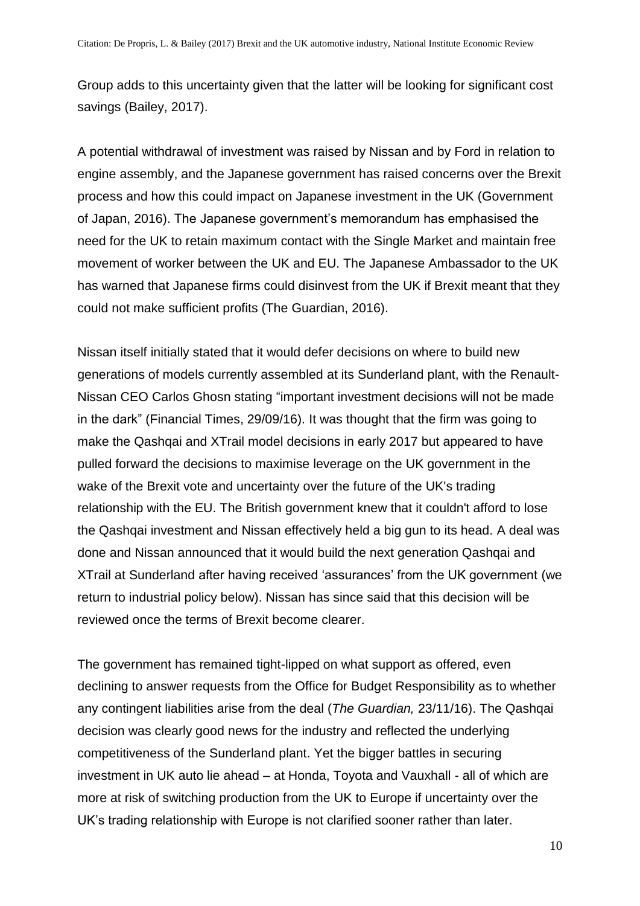Group adds to this uncertainty given that the latter will be looking for significant cost savings (Bailey, 2017).

A potential withdrawal of investment was raised by Nissan and by Ford in relation to engine assembly, and the Japanese government has raised concerns over the Brexit process and how this could impact on Japanese investment in the UK (Government of Japan, 2016). The Japanese government's memorandum has emphasised the need for the UK to retain maximum contact with the Single Market and maintain free movement of worker between the UK and EU. The Japanese Ambassador to the UK has warned that Japanese firms could disinvest from the UK if Brexit meant that they could not make sufficient profits (The Guardian, 2016).

Nissan itself initially stated that it would defer decisions on where to build new generations of models currently assembled at its Sunderland plant, with the Renault-Nissan CEO Carlos Ghosn stating "important investment decisions will not be made in the dark" (Financial Times, 29/09/16). It was thought that the firm was going to make the Qashqai and XTrail model decisions in early 2017 but appeared to have pulled forward the decisions to maximise leverage on the UK government in the wake of the Brexit vote and uncertainty over the future of the UK's trading relationship with the EU. The British government knew that it couldn't afford to lose the Qashqai investment and Nissan effectively held a big gun to its head. A deal was done and Nissan announced that it would build the next generation Qashqai and XTrail at Sunderland after having received 'assurances' from the UK government (we return to industrial policy below). Nissan has since said that this decision will be reviewed once the terms of Brexit become clearer.

The government has remained tight-lipped on what support as offered, even declining to answer requests from the Office for Budget Responsibility as to whether any contingent liabilities arise from the deal (*The Guardian,* 23/11/16). The Qashqai decision was clearly good news for the industry and reflected the underlying competitiveness of the Sunderland plant. Yet the bigger battles in securing investment in UK auto lie ahead – at Honda, Toyota and Vauxhall - all of which are more at risk of switching production from the UK to Europe if uncertainty over the UK's trading relationship with Europe is not clarified sooner rather than later.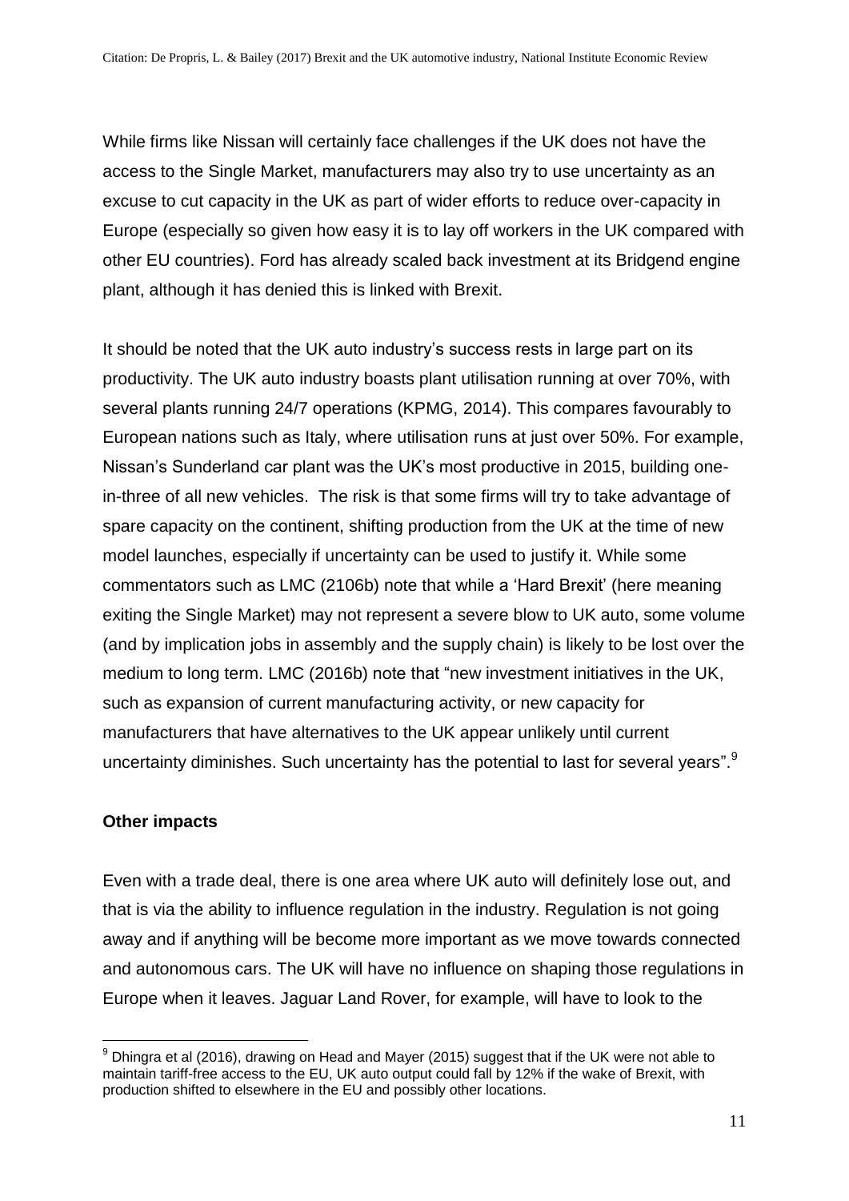While firms like Nissan will certainly face challenges if the UK does not have the access to the Single Market, manufacturers may also try to use uncertainty as an excuse to cut capacity in the UK as part of wider efforts to reduce over-capacity in Europe (especially so given how easy it is to lay off workers in the UK compared with other EU countries). Ford has already scaled back investment at its Bridgend engine plant, although it has denied this is linked with Brexit.

It should be noted that the UK auto industry's success rests in large part on its productivity. The UK auto industry boasts plant utilisation running at over 70%, with several plants running 24/7 operations (KPMG, 2014). This compares favourably to European nations such as Italy, where utilisation runs at just over 50%. For example, Nissan's Sunderland car plant was the UK's most productive in 2015, building one-in-three of all new vehicles. The risk is that some firms will try to take advantage of spare capacity on the continent, shifting production from the UK at the time of new model launches, especially if uncertainty can be used to justify it. While some commentators such as LMC (2106b) note that while a 'Hard Brexit' (here meaning exiting the Single Market) may not represent a severe blow to UK auto, some volume (and by implication jobs in assembly and the supply chain) is likely to be lost over the medium to long term. LMC (2016b) note that "new investment initiatives in the UK, such as expansion of current manufacturing activity, or new capacity for manufacturers that have alternatives to the UK appear unlikely until current uncertainty diminishes. Such uncertainty has the potential to last for several years".[9]

**Other impacts**

Even with a trade deal, there is one area where UK auto will definitely lose out, and that is via the ability to influence regulation in the industry. Regulation is not going away and if anything will be become more important as we move towards connected and autonomous cars. The UK will have no influence on shaping those regulations in Europe when it leaves. Jaguar Land Rover, for example, will have to look to the

[9] Dhingra et al (2016), drawing on Head and Mayer (2015) suggest that if the UK were not able to maintain tariff-free access to the EU, UK auto output could fall by 12% if the wake of Brexit, with production shifted to elsewhere in the EU and possibly other locations.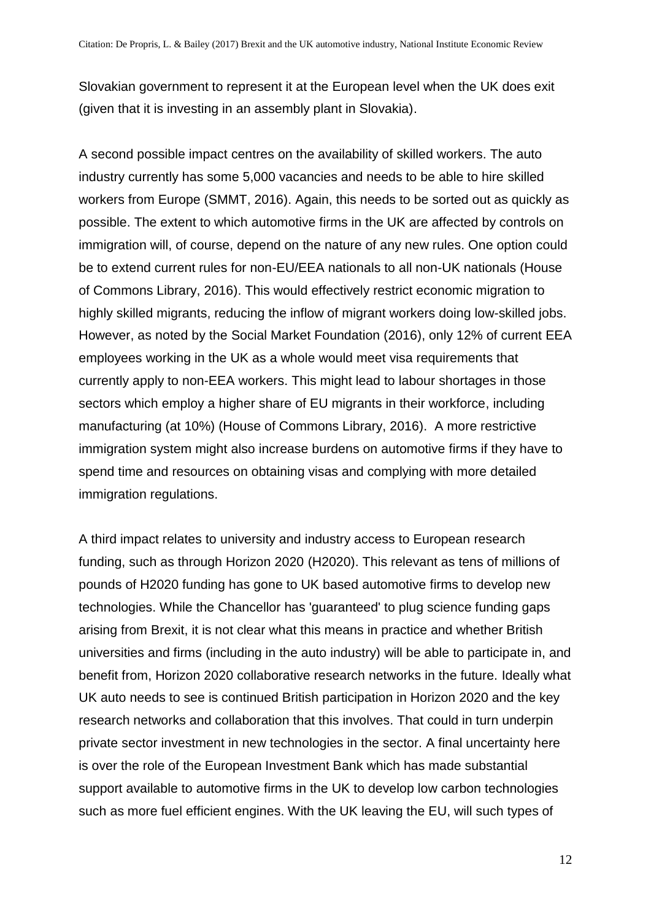Slovakian government to represent it at the European level when the UK does exit (given that it is investing in an assembly plant in Slovakia).

A second possible impact centres on the availability of skilled workers. The auto industry currently has some 5,000 vacancies and needs to be able to hire skilled workers from Europe (SMMT, 2016). Again, this needs to be sorted out as quickly as possible. The extent to which automotive firms in the UK are affected by controls on immigration will, of course, depend on the nature of any new rules. One option could be to extend current rules for non-EU/EEA nationals to all non-UK nationals (House of Commons Library, 2016). This would effectively restrict economic migration to highly skilled migrants, reducing the inflow of migrant workers doing low-skilled jobs. However, as noted by the Social Market Foundation (2016), only 12% of current EEA employees working in the UK as a whole would meet visa requirements that currently apply to non-EEA workers. This might lead to labour shortages in those sectors which employ a higher share of EU migrants in their workforce, including manufacturing (at 10%) (House of Commons Library, 2016). A more restrictive immigration system might also increase burdens on automotive firms if they have to spend time and resources on obtaining visas and complying with more detailed immigration regulations.

A third impact relates to university and industry access to European research funding, such as through Horizon 2020 (H2020). This relevant as tens of millions of pounds of H2020 funding has gone to UK based automotive firms to develop new technologies. While the Chancellor has 'guaranteed' to plug science funding gaps arising from Brexit, it is not clear what this means in practice and whether British universities and firms (including in the auto industry) will be able to participate in, and benefit from, Horizon 2020 collaborative research networks in the future. Ideally what UK auto needs to see is continued British participation in Horizon 2020 and the key research networks and collaboration that this involves. That could in turn underpin private sector investment in new technologies in the sector. A final uncertainty here is over the role of the European Investment Bank which has made substantial support available to automotive firms in the UK to develop low carbon technologies such as more fuel efficient engines. With the UK leaving the EU, will such types of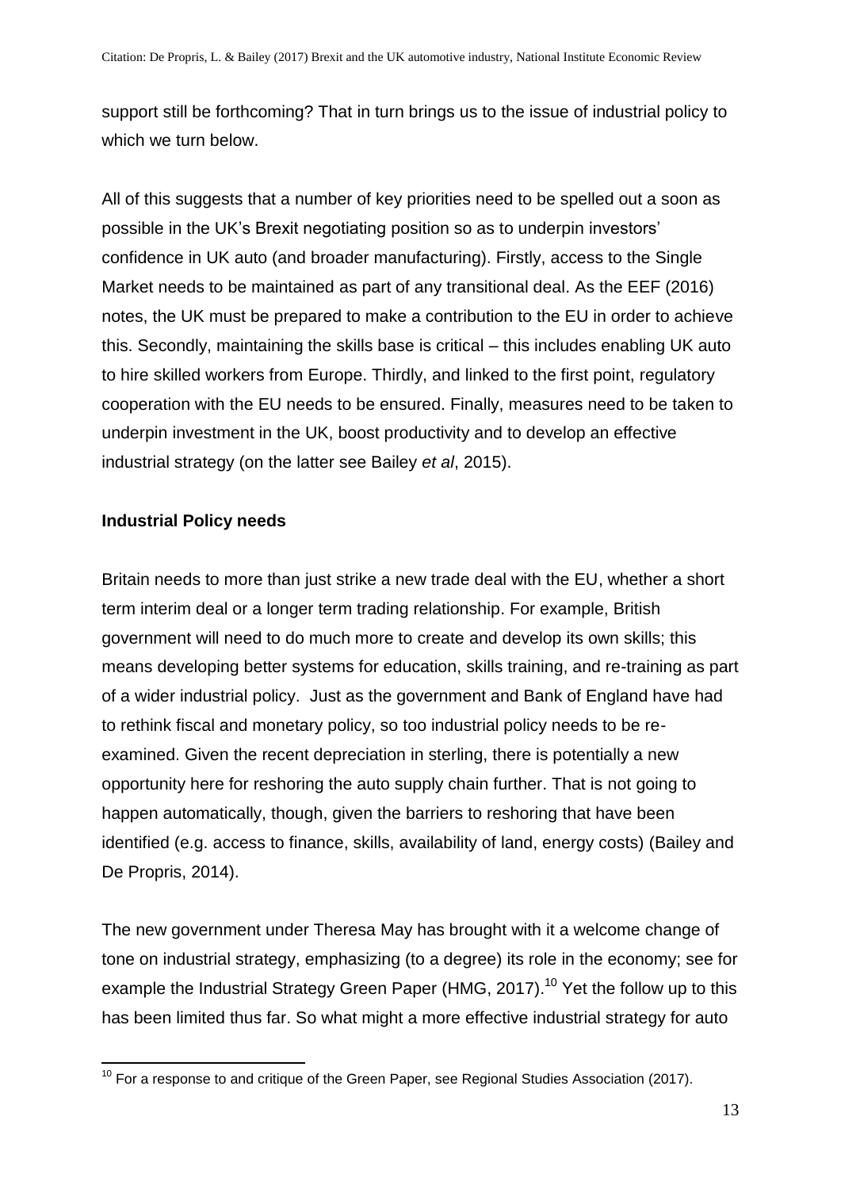support still be forthcoming? That in turn brings us to the issue of industrial policy to which we turn below.

All of this suggests that a number of key priorities need to be spelled out a soon as possible in the UK's Brexit negotiating position so as to underpin investors' confidence in UK auto (and broader manufacturing). Firstly, access to the Single Market needs to be maintained as part of any transitional deal. As the EEF (2016) notes, the UK must be prepared to make a contribution to the EU in order to achieve this. Secondly, maintaining the skills base is critical – this includes enabling UK auto to hire skilled workers from Europe. Thirdly, and linked to the first point, regulatory cooperation with the EU needs to be ensured. Finally, measures need to be taken to underpin investment in the UK, boost productivity and to develop an effective industrial strategy (on the latter see Bailey *et al*, 2015).

**Industrial Policy needs**

Britain needs to more than just strike a new trade deal with the EU, whether a short term interim deal or a longer term trading relationship. For example, British government will need to do much more to create and develop its own skills; this means developing better systems for education, skills training, and re-training as part of a wider industrial policy. Just as the government and Bank of England have had to rethink fiscal and monetary policy, so too industrial policy needs to be re-examined. Given the recent depreciation in sterling, there is potentially a new opportunity here for reshoring the auto supply chain further. That is not going to happen automatically, though, given the barriers to reshoring that have been identified (e.g. access to finance, skills, availability of land, energy costs) (Bailey and De Propris, 2014).

The new government under Theresa May has brought with it a welcome change of tone on industrial strategy, emphasizing (to a degree) its role in the economy; see for example the Industrial Strategy Green Paper (HMG, 2017).[10] Yet the follow up to this has been limited thus far. So what might a more effective industrial strategy for auto

[10] For a response to and critique of the Green Paper, see Regional Studies Association (2017).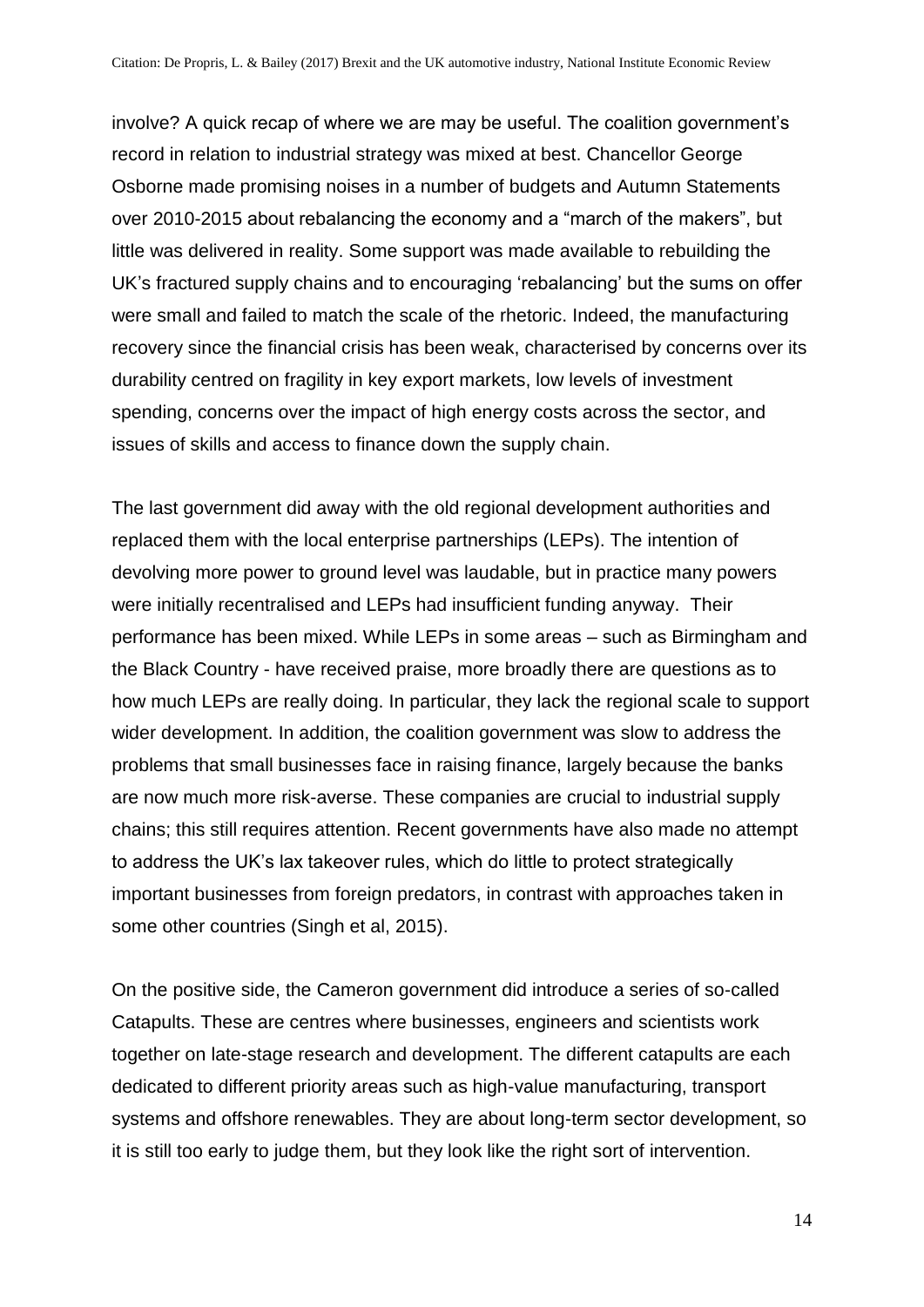involve? A quick recap of where we are may be useful. The coalition government's record in relation to industrial strategy was mixed at best. Chancellor George Osborne made promising noises in a number of budgets and Autumn Statements over 2010-2015 about rebalancing the economy and a "march of the makers", but little was delivered in reality. Some support was made available to rebuilding the UK's fractured supply chains and to encouraging 'rebalancing' but the sums on offer were small and failed to match the scale of the rhetoric. Indeed, the manufacturing recovery since the financial crisis has been weak, characterised by concerns over its durability centred on fragility in key export markets, low levels of investment spending, concerns over the impact of high energy costs across the sector, and issues of skills and access to finance down the supply chain.

The last government did away with the old regional development authorities and replaced them with the local enterprise partnerships (LEPs). The intention of devolving more power to ground level was laudable, but in practice many powers were initially recentralised and LEPs had insufficient funding anyway. Their performance has been mixed. While LEPs in some areas – such as Birmingham and the Black Country - have received praise, more broadly there are questions as to how much LEPs are really doing. In particular, they lack the regional scale to support wider development. In addition, the coalition government was slow to address the problems that small businesses face in raising finance, largely because the banks are now much more risk-averse. These companies are crucial to industrial supply chains; this still requires attention. Recent governments have also made no attempt to address the UK's lax takeover rules, which do little to protect strategically important businesses from foreign predators, in contrast with approaches taken in some other countries (Singh et al, 2015).

On the positive side, the Cameron government did introduce a series of so-called Catapults. These are centres where businesses, engineers and scientists work together on late-stage research and development. The different catapults are each dedicated to different priority areas such as high-value manufacturing, transport systems and offshore renewables. They are about long-term sector development, so it is still too early to judge them, but they look like the right sort of intervention.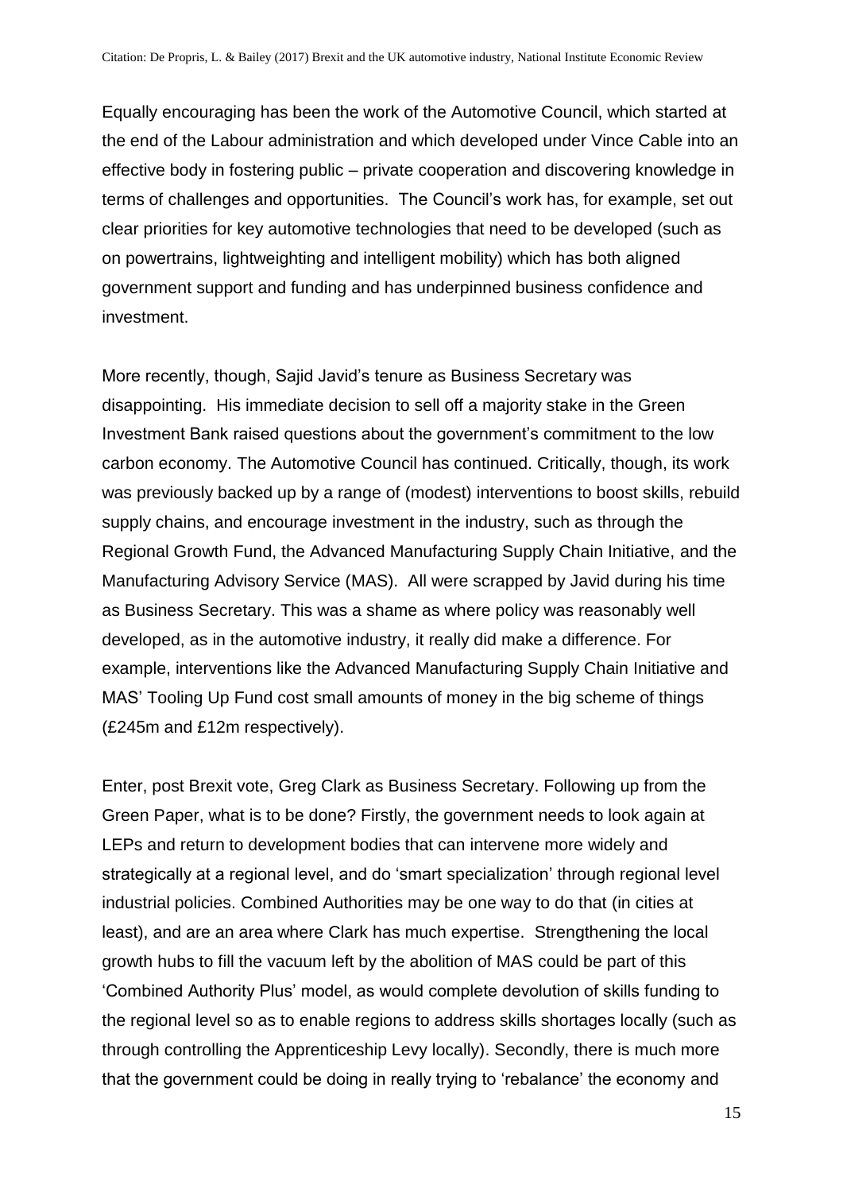Equally encouraging has been the work of the Automotive Council, which started at the end of the Labour administration and which developed under Vince Cable into an effective body in fostering public – private cooperation and discovering knowledge in terms of challenges and opportunities. The Council's work has, for example, set out clear priorities for key automotive technologies that need to be developed (such as on powertrains, lightweighting and intelligent mobility) which has both aligned government support and funding and has underpinned business confidence and investment.

More recently, though, Sajid Javid's tenure as Business Secretary was disappointing. His immediate decision to sell off a majority stake in the Green Investment Bank raised questions about the government's commitment to the low carbon economy. The Automotive Council has continued. Critically, though, its work was previously backed up by a range of (modest) interventions to boost skills, rebuild supply chains, and encourage investment in the industry, such as through the Regional Growth Fund, the Advanced Manufacturing Supply Chain Initiative, and the Manufacturing Advisory Service (MAS). All were scrapped by Javid during his time as Business Secretary. This was a shame as where policy was reasonably well developed, as in the automotive industry, it really did make a difference. For example, interventions like the Advanced Manufacturing Supply Chain Initiative and MAS' Tooling Up Fund cost small amounts of money in the big scheme of things (£245m and £12m respectively).

Enter, post Brexit vote, Greg Clark as Business Secretary. Following up from the Green Paper, what is to be done? Firstly, the government needs to look again at LEPs and return to development bodies that can intervene more widely and strategically at a regional level, and do 'smart specialization' through regional level industrial policies. Combined Authorities may be one way to do that (in cities at least), and are an area where Clark has much expertise. Strengthening the local growth hubs to fill the vacuum left by the abolition of MAS could be part of this 'Combined Authority Plus' model, as would complete devolution of skills funding to the regional level so as to enable regions to address skills shortages locally (such as through controlling the Apprenticeship Levy locally). Secondly, there is much more that the government could be doing in really trying to 'rebalance' the economy and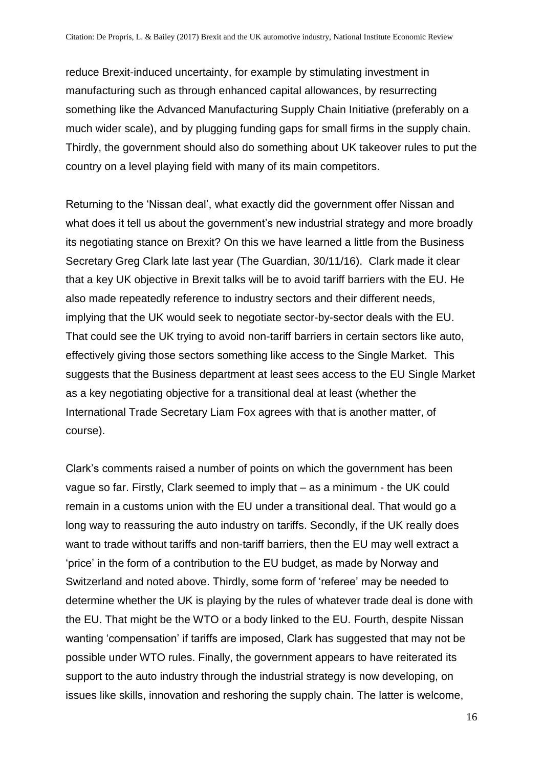reduce Brexit-induced uncertainty, for example by stimulating investment in manufacturing such as through enhanced capital allowances, by resurrecting something like the Advanced Manufacturing Supply Chain Initiative (preferably on a much wider scale), and by plugging funding gaps for small firms in the supply chain. Thirdly, the government should also do something about UK takeover rules to put the country on a level playing field with many of its main competitors.

Returning to the 'Nissan deal', what exactly did the government offer Nissan and what does it tell us about the government's new industrial strategy and more broadly its negotiating stance on Brexit? On this we have learned a little from the Business Secretary Greg Clark late last year (The Guardian, 30/11/16). Clark made it clear that a key UK objective in Brexit talks will be to avoid tariff barriers with the EU. He also made repeatedly reference to industry sectors and their different needs, implying that the UK would seek to negotiate sector-by-sector deals with the EU. That could see the UK trying to avoid non-tariff barriers in certain sectors like auto, effectively giving those sectors something like access to the Single Market. This suggests that the Business department at least sees access to the EU Single Market as a key negotiating objective for a transitional deal at least (whether the International Trade Secretary Liam Fox agrees with that is another matter, of course).

Clark's comments raised a number of points on which the government has been vague so far. Firstly, Clark seemed to imply that – as a minimum - the UK could remain in a customs union with the EU under a transitional deal. That would go a long way to reassuring the auto industry on tariffs. Secondly, if the UK really does want to trade without tariffs and non-tariff barriers, then the EU may well extract a 'price' in the form of a contribution to the EU budget, as made by Norway and Switzerland and noted above. Thirdly, some form of 'referee' may be needed to determine whether the UK is playing by the rules of whatever trade deal is done with the EU. That might be the WTO or a body linked to the EU. Fourth, despite Nissan wanting 'compensation' if tariffs are imposed, Clark has suggested that may not be possible under WTO rules. Finally, the government appears to have reiterated its support to the auto industry through the industrial strategy is now developing, on issues like skills, innovation and reshoring the supply chain. The latter is welcome,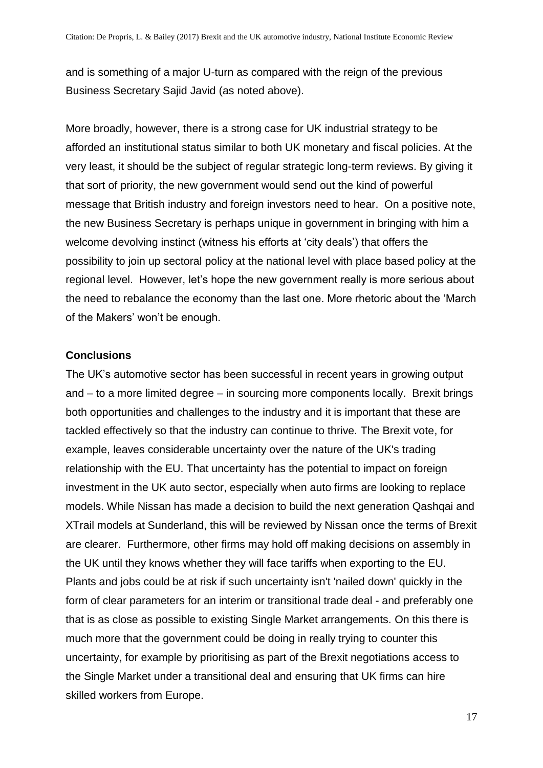and is something of a major U-turn as compared with the reign of the previous Business Secretary Sajid Javid (as noted above).

More broadly, however, there is a strong case for UK industrial strategy to be afforded an institutional status similar to both UK monetary and fiscal policies. At the very least, it should be the subject of regular strategic long-term reviews. By giving it that sort of priority, the new government would send out the kind of powerful message that British industry and foreign investors need to hear. On a positive note, the new Business Secretary is perhaps unique in government in bringing with him a welcome devolving instinct (witness his efforts at 'city deals') that offers the possibility to join up sectoral policy at the national level with place based policy at the regional level. However, let's hope the new government really is more serious about the need to rebalance the economy than the last one. More rhetoric about the 'March of the Makers' won't be enough.

**Conclusions**

The UK's automotive sector has been successful in recent years in growing output and – to a more limited degree – in sourcing more components locally. Brexit brings both opportunities and challenges to the industry and it is important that these are tackled effectively so that the industry can continue to thrive. The Brexit vote, for example, leaves considerable uncertainty over the nature of the UK's trading relationship with the EU. That uncertainty has the potential to impact on foreign investment in the UK auto sector, especially when auto firms are looking to replace models. While Nissan has made a decision to build the next generation Qashqai and XTrail models at Sunderland, this will be reviewed by Nissan once the terms of Brexit are clearer. Furthermore, other firms may hold off making decisions on assembly in the UK until they knows whether they will face tariffs when exporting to the EU. Plants and jobs could be at risk if such uncertainty isn't 'nailed down' quickly in the form of clear parameters for an interim or transitional trade deal - and preferably one that is as close as possible to existing Single Market arrangements. On this there is much more that the government could be doing in really trying to counter this uncertainty, for example by prioritising as part of the Brexit negotiations access to the Single Market under a transitional deal and ensuring that UK firms can hire skilled workers from Europe.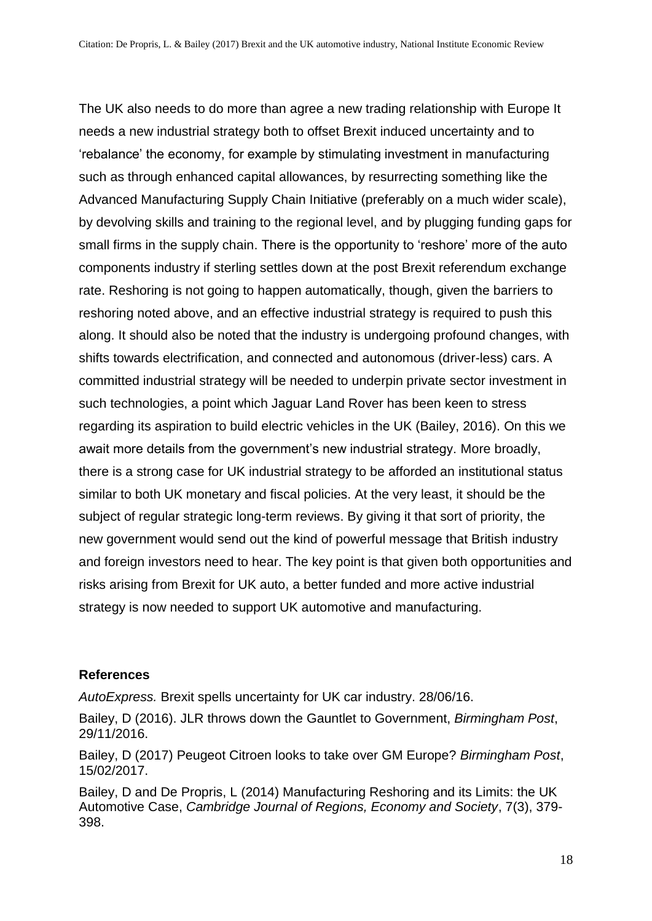The UK also needs to do more than agree a new trading relationship with Europe It needs a new industrial strategy both to offset Brexit induced uncertainty and to 'rebalance' the economy, for example by stimulating investment in manufacturing such as through enhanced capital allowances, by resurrecting something like the Advanced Manufacturing Supply Chain Initiative (preferably on a much wider scale), by devolving skills and training to the regional level, and by plugging funding gaps for small firms in the supply chain. There is the opportunity to 'reshore' more of the auto components industry if sterling settles down at the post Brexit referendum exchange rate. Reshoring is not going to happen automatically, though, given the barriers to reshoring noted above, and an effective industrial strategy is required to push this along. It should also be noted that the industry is undergoing profound changes, with shifts towards electrification, and connected and autonomous (driver-less) cars. A committed industrial strategy will be needed to underpin private sector investment in such technologies, a point which Jaguar Land Rover has been keen to stress regarding its aspiration to build electric vehicles in the UK (Bailey, 2016). On this we await more details from the government's new industrial strategy. More broadly, there is a strong case for UK industrial strategy to be afforded an institutional status similar to both UK monetary and fiscal policies. At the very least, it should be the subject of regular strategic long-term reviews. By giving it that sort of priority, the new government would send out the kind of powerful message that British industry and foreign investors need to hear. The key point is that given both opportunities and risks arising from Brexit for UK auto, a better funded and more active industrial strategy is now needed to support UK automotive and manufacturing.

## References

*AutoExpress.* Brexit spells uncertainty for UK car industry. 28/06/16.

Bailey, D (2016). JLR throws down the Gauntlet to Government, *Birmingham Post*, 29/11/2016.

Bailey, D (2017) Peugeot Citroen looks to take over GM Europe? *Birmingham Post*, 15/02/2017.

Bailey, D and De Propris, L (2014) Manufacturing Reshoring and its Limits: the UK Automotive Case, *Cambridge Journal of Regions, Economy and Society*, 7(3), 379-398.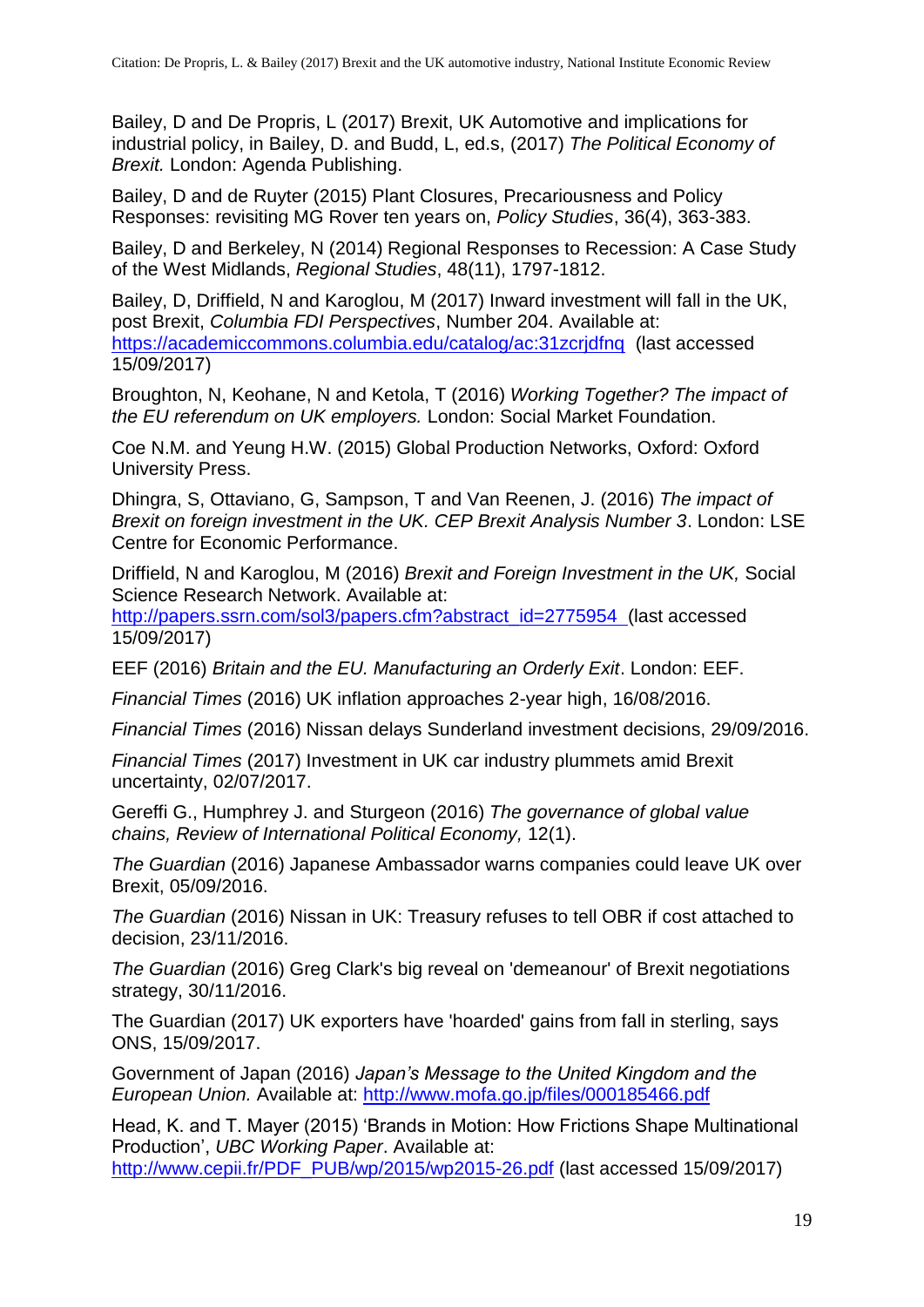Bailey, D and De Propris, L (2017) Brexit, UK Automotive and implications for industrial policy, in Bailey, D. and Budd, L, ed.s, (2017) *The Political Economy of Brexit.* London: Agenda Publishing.

Bailey, D and de Ruyter (2015) Plant Closures, Precariousness and Policy Responses: revisiting MG Rover ten years on, *Policy Studies*, 36(4), 363-383.

Bailey, D and Berkeley, N (2014) Regional Responses to Recession: A Case Study of the West Midlands, *Regional Studies*, 48(11), 1797-1812.

Bailey, D, Driffield, N and Karoglou, M (2017) Inward investment will fall in the UK, post Brexit, *Columbia FDI Perspectives*, Number 204. Available at: https://academiccommons.columbia.edu/catalog/ac:31zcrjdfnq (last accessed 15/09/2017)

Broughton, N, Keohane, N and Ketola, T (2016) *Working Together? The impact of the EU referendum on UK employers.* London: Social Market Foundation.

Coe N.M. and Yeung H.W. (2015) Global Production Networks, Oxford: Oxford University Press.

Dhingra, S, Ottaviano, G, Sampson, T and Van Reenen, J. (2016) *The impact of Brexit on foreign investment in the UK. CEP Brexit Analysis Number 3*. London: LSE Centre for Economic Performance.

Driffield, N and Karoglou, M (2016) *Brexit and Foreign Investment in the UK,* Social Science Research Network. Available at: http://papers.ssrn.com/sol3/papers.cfm?abstract_id=2775954 (last accessed 15/09/2017)

EEF (2016) *Britain and the EU. Manufacturing an Orderly Exit*. London: EEF.

*Financial Times* (2016) UK inflation approaches 2-year high, 16/08/2016.

*Financial Times* (2016) Nissan delays Sunderland investment decisions, 29/09/2016.

*Financial Times* (2017) Investment in UK car industry plummets amid Brexit uncertainty, 02/07/2017.

Gereffi G., Humphrey J. and Sturgeon (2016) *The governance of global value chains, Review of International Political Economy,* 12(1).

*The Guardian* (2016) Japanese Ambassador warns companies could leave UK over Brexit, 05/09/2016.

*The Guardian* (2016) Nissan in UK: Treasury refuses to tell OBR if cost attached to decision, 23/11/2016.

*The Guardian* (2016) Greg Clark's big reveal on 'demeanour' of Brexit negotiations strategy, 30/11/2016.

The Guardian (2017) UK exporters have 'hoarded' gains from fall in sterling, says ONS, 15/09/2017.

Government of Japan (2016) *Japan's Message to the United Kingdom and the European Union.* Available at: http://www.mofa.go.jp/files/000185466.pdf

Head, K. and T. Mayer (2015) 'Brands in Motion: How Frictions Shape Multinational Production', *UBC Working Paper*. Available at: http://www.cepii.fr/PDF_PUB/wp/2015/wp2015-26.pdf (last accessed 15/09/2017)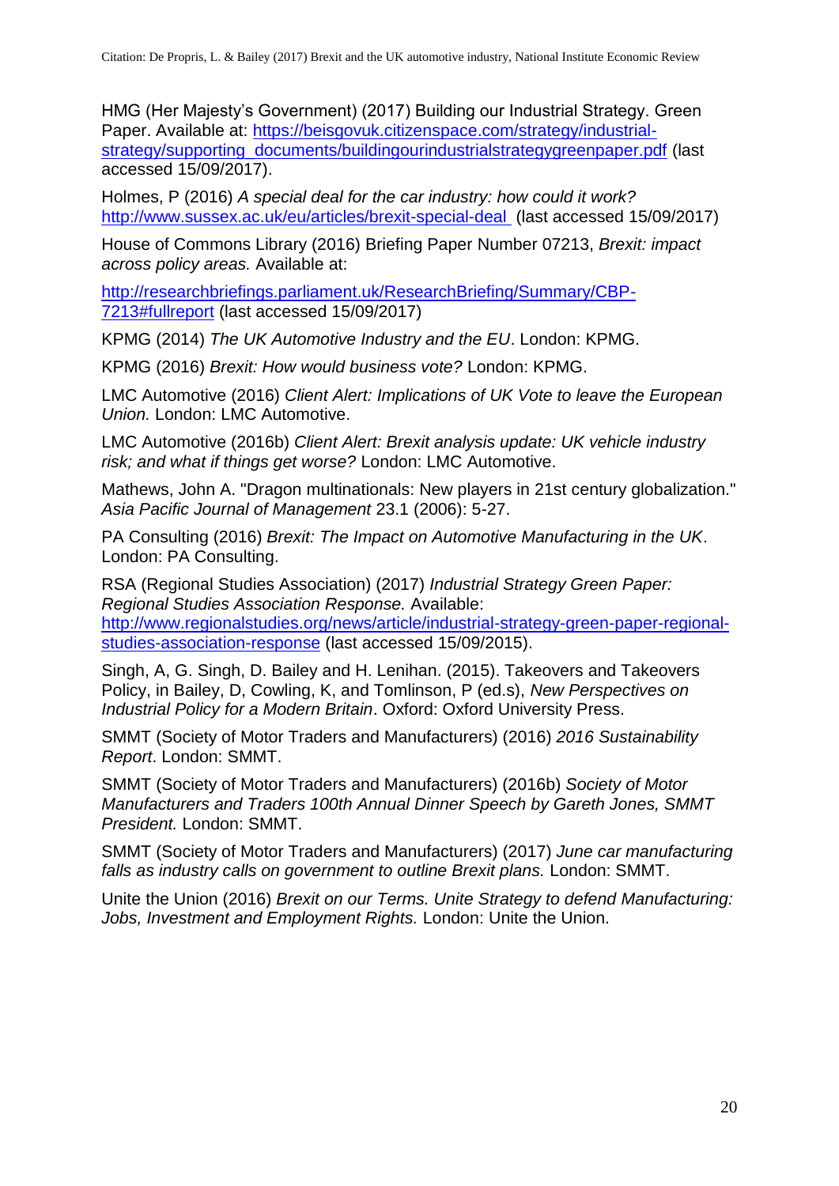HMG (Her Majesty's Government) (2017) Building our Industrial Strategy. Green Paper. Available at: https://beisgovuk.citizenspace.com/strategy/industrial-strategy/supporting_documents/buildingourindustrialstrategygreenpaper.pdf (last accessed 15/09/2017).

Holmes, P (2016) *A special deal for the car industry: how could it work?* http://www.sussex.ac.uk/eu/articles/brexit-special-deal (last accessed 15/09/2017)

House of Commons Library (2016) Briefing Paper Number 07213, *Brexit: impact across policy areas.* Available at:

http://researchbriefings.parliament.uk/ResearchBriefing/Summary/CBP-7213#fullreport (last accessed 15/09/2017)

KPMG (2014) *The UK Automotive Industry and the EU*. London: KPMG.

KPMG (2016) *Brexit: How would business vote?* London: KPMG.

LMC Automotive (2016) *Client Alert: Implications of UK Vote to leave the European Union.* London: LMC Automotive.

LMC Automotive (2016b) *Client Alert: Brexit analysis update: UK vehicle industry risk; and what if things get worse?* London: LMC Automotive.

Mathews, John A. "Dragon multinationals: New players in 21st century globalization." *Asia Pacific Journal of Management* 23.1 (2006): 5-27.

PA Consulting (2016) *Brexit: The Impact on Automotive Manufacturing in the UK*. London: PA Consulting.

RSA (Regional Studies Association) (2017) *Industrial Strategy Green Paper: Regional Studies Association Response.* Available: http://www.regionalstudies.org/news/article/industrial-strategy-green-paper-regional-studies-association-response (last accessed 15/09/2015).

Singh, A, G. Singh, D. Bailey and H. Lenihan. (2015). Takeovers and Takeovers Policy, in Bailey, D, Cowling, K, and Tomlinson, P (ed.s), *New Perspectives on Industrial Policy for a Modern Britain*. Oxford: Oxford University Press.

SMMT (Society of Motor Traders and Manufacturers) (2016) *2016 Sustainability Report*. London: SMMT.

SMMT (Society of Motor Traders and Manufacturers) (2016b) *Society of Motor Manufacturers and Traders 100th Annual Dinner Speech by Gareth Jones, SMMT President.* London: SMMT.

SMMT (Society of Motor Traders and Manufacturers) (2017) *June car manufacturing falls as industry calls on government to outline Brexit plans.* London: SMMT.

Unite the Union (2016) *Brexit on our Terms. Unite Strategy to defend Manufacturing: Jobs, Investment and Employment Rights.* London: Unite the Union.